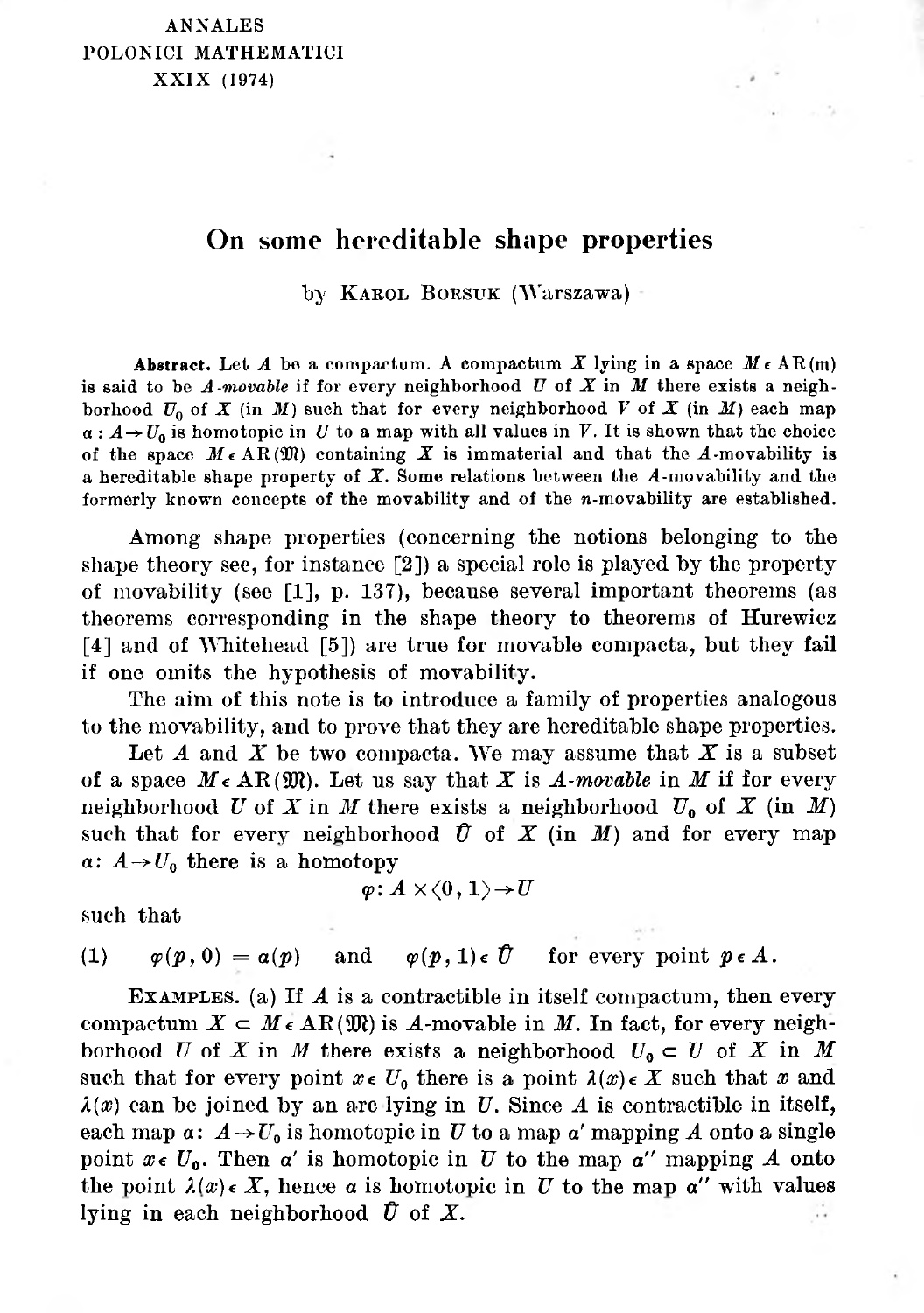ANNALES
POLONICI MATHEMATICI
XXIX (1974)

# On some hereditable shape properties

by Karol Borsuk (Warszawa)

**Abstract.** Let $A$ be a compactum. A compactum $X$ lying in a space $M \in \mathrm{AR}(\mathfrak{m})$ is said to be *A-movable* if for every neighborhood $U$ of $X$ in $M$ there exists a neighborhood $U_0$ of $X$ (in $M$) such that for every neighborhood $V$ of $X$ (in $M$) each map $\alpha: A \to U_0$ is homotopic in $U$ to a map with all values in $V$. It is shown that the choice of the space $M \in \mathrm{AR}(\mathfrak{M})$ containing $X$ is immaterial and that the $A$-movability is a hereditable shape property of $X$. Some relations between the $A$-movability and the formerly known concepts of the movability and of the $n$-movability are established.

Among shape properties (concerning the notions belonging to the shape theory see, for instance [2]) a special role is played by the property of movability (see [1], p. 137), because several important theorems (as theorems corresponding in the shape theory to theorems of Hurewicz [4] and of Whitehead [5]) are true for movable compacta, but they fail if one omits the hypothesis of movability.

The aim of this note is to introduce a family of properties analogous to the movability, and to prove that they are hereditable shape properties.

Let $A$ and $X$ be two compacta. We may assume that $X$ is a subset of a space $M \in \mathrm{AR}(\mathfrak{M})$. Let us say that $X$ is *A-movable* in $M$ if for every neighborhood $U$ of $X$ in $M$ there exists a neighborhood $U_0$ of $X$ (in $M$) such that for every neighborhood $\hat{U}$ of $X$ (in $M$) and for every map $\alpha: A \to U_0$ there is a homotopy

$$\varphi: A \times \langle 0, 1\rangle \to U$$

such that

$$(1) \qquad \varphi(p, 0) = \alpha(p) \quad \text{and} \quad \varphi(p, 1) \in \hat{U} \quad \text{for every point } p \in A.$$

Examples. (a) If $A$ is a contractible in itself compactum, then every compactum $X \subset M \in \mathrm{AR}(\mathfrak{M})$ is $A$-movable in $M$. In fact, for every neighborhood $U$ of $X$ in $M$ there exists a neighborhood $U_0 \subset U$ of $X$ in $M$ such that for every point $x \in U_0$ there is a point $\lambda(x) \in X$ such that $x$ and $\lambda(x)$ can be joined by an arc lying in $U$. Since $A$ is contractible in itself, each map $\alpha: A \to U_0$ is homotopic in $U$ to a map $\alpha'$ mapping $A$ onto a single point $x \in U_0$. Then $\alpha'$ is homotopic in $U$ to the map $\alpha''$ mapping $A$ onto the point $\lambda(x) \in X$, hence $\alpha$ is homotopic in $U$ to the map $\alpha''$ with values lying in each neighborhood $\hat{U}$ of $X$.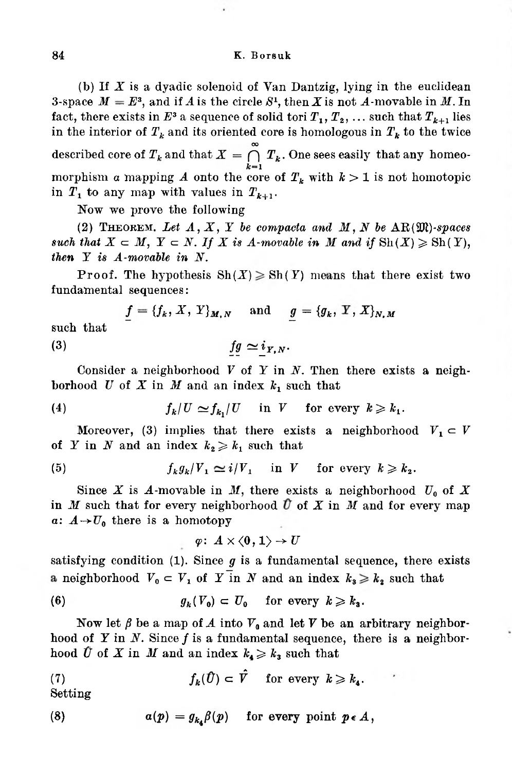(b) If $X$ is a dyadic solenoid of Van Dantzig, lying in the euclidean 3-space $M = E^3$, and if $A$ is the circle $S^1$, then $X$ is not $A$-movable in $M$. In fact, there exists in $E^3$ a sequence of solid tori $T_1, T_2, \ldots$ such that $T_{k+1}$ lies in the interior of $T_k$ and its oriented core is homologous in $T_k$ to the twice described core of $T_k$ and that $X = \bigcap_{k=1}^{\infty} T_k$. One sees easily that any homeomorphism $\alpha$ mapping $A$ onto the core of $T_k$ with $k > 1$ is not homotopic in $T_1$ to any map with values in $T_{k+1}$.

Now we prove the following

(2) Theorem. *Let $A, X, Y$ be compacta and $M, N$ be $\mathrm{AR}(\mathfrak{M})$-spaces such that $X \subset M$, $Y \subset N$. If $X$ is $A$-movable in $M$ and if* $\mathrm{Sh}(X) \geqslant \mathrm{Sh}(Y)$, *then $Y$ is $A$-movable in $N$.*

Proof. The hypothesis $\mathrm{Sh}(X) \geqslant \mathrm{Sh}(Y)$ means that there exist two fundamental sequences:

$$\underline{f} = \{f_k, X, Y\}_{M,N} \quad \text{and} \quad \underline{g} = \{g_k, Y, X\}_{N,M}$$

such that

$$\underline{f}\underline{g} \simeq \underline{i}_{Y,N}. \tag{3}$$

Consider a neighborhood $V$ of $Y$ in $N$. Then there exists a neighborhood $U$ of $X$ in $M$ and an index $k_1$ such that

$$f_k/U \simeq f_{k_1}/U \quad \text{in } V \quad \text{for every } k \geqslant k_1. \tag{4}$$

Moreover, (3) implies that there exists a neighborhood $V_1 \subset V$ of $Y$ in $N$ and an index $k_2 \geqslant k_1$ such that

$$f_k g_k/V_1 \simeq i/V_1 \quad \text{in } V \quad \text{for every } k \geqslant k_2. \tag{5}$$

Since $X$ is $A$-movable in $M$, there exists a neighborhood $U_0$ of $X$ in $M$ such that for every neighborhood $\hat{U}$ of $X$ in $M$ and for every map $\alpha\colon A \to U_0$ there is a homotopy

$$\varphi\colon A \times \langle 0, 1\rangle \to U$$

satisfying condition (1). Since $\underline{g}$ is a fundamental sequence, there exists a neighborhood $V_0 \subset V_1$ of $Y$ in $N$ and an index $k_3 \geqslant k_2$ such that

$$g_k(V_0) \subset U_0 \quad \text{for every } k \geqslant k_3. \tag{6}$$

Now let $\beta$ be a map of $A$ into $V_0$ and let $\hat{V}$ be an arbitrary neighborhood of $Y$ in $N$. Since $\underline{f}$ is a fundamental sequence, there is a neighborhood $\hat{U}$ of $X$ in $M$ and an index $k_4 \geqslant k_3$ such that

$$f_k(\hat{U}) \subset \hat{V} \quad \text{for every } k \geqslant k_4. \tag{7}$$

Setting

$$\alpha(p) = g_{k_4}\beta(p) \quad \text{for every point } p \in A, \tag{8}$$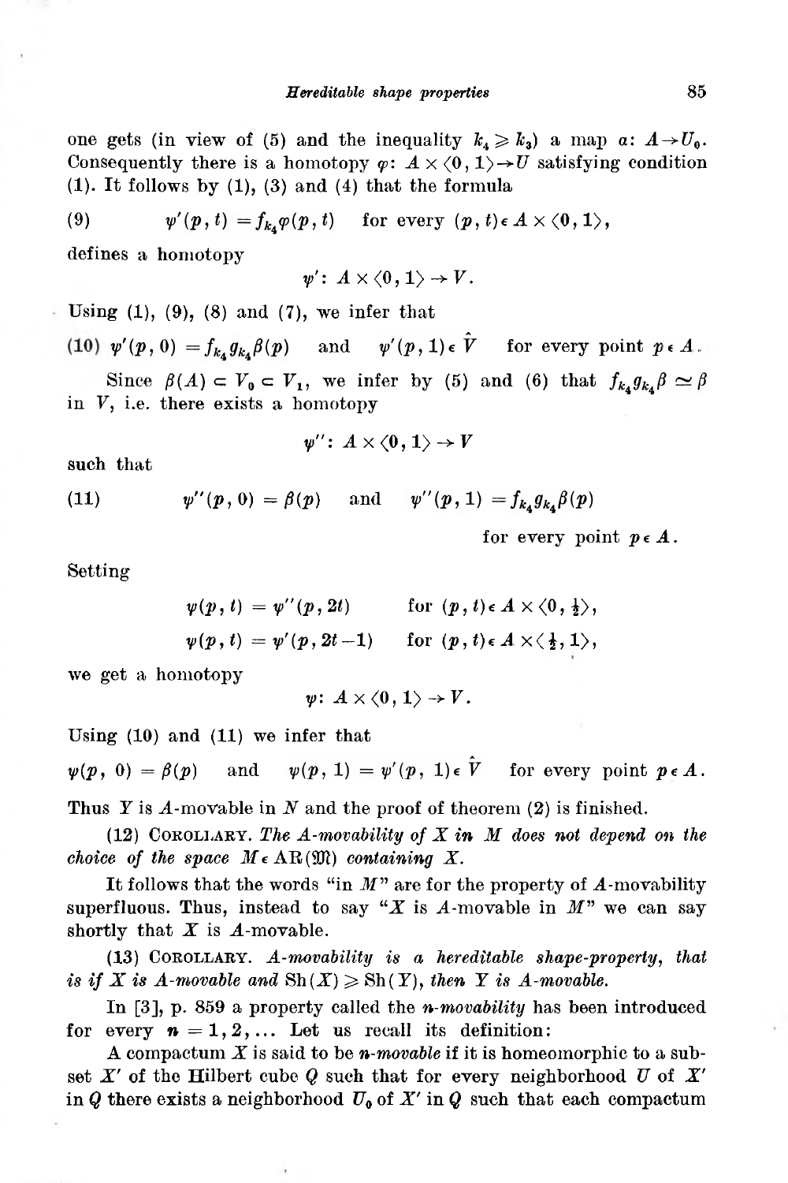one gets (in view of (5) and the inequality $k_4 \geqslant k_3$) a map $\alpha\colon A \to U_0$. Consequently there is a homotopy $\varphi\colon A \times \langle 0, 1\rangle \to U$ satisfying condition (1). It follows by (1), (3) and (4) that the formula

$$(9) \qquad \psi'(p, t) = f_{k_4}\varphi(p, t) \quad \text{for every } (p, t) \in A \times \langle 0, 1\rangle,$$

defines a homotopy

$$\psi'\colon A \times \langle 0, 1\rangle \to V.$$

Using (1), (9), (8) and (7), we infer that

$$(10) \quad \psi'(p, 0) = f_{k_4} g_{k_4} \beta(p) \quad \text{and} \quad \psi'(p, 1) \in \hat{V} \quad \text{for every point } p \in A.$$

Since $\beta(A) \subset V_0 \subset V_1$, we infer by (5) and (6) that $f_{k_4} g_{k_4} \beta \simeq \beta$ in $V$, i.e. there exists a homotopy

$$\psi''\colon A \times \langle 0, 1\rangle \to V$$

such that

$$(11) \qquad \psi''(p, 0) = \beta(p) \quad \text{and} \quad \psi''(p, 1) = f_{k_4} g_{k_4} \beta(p)$$

for every point $p \in A$.

Setting

$$\psi(p, t) = \psi''(p, 2t) \qquad \text{for } (p, t) \in A \times \langle 0, \tfrac{1}{2}\rangle,$$

$$\psi(p, t) = \psi'(p, 2t - 1) \qquad \text{for } (p, t) \in A \times \langle \tfrac{1}{2}, 1\rangle,$$

we get a homotopy

$$\psi\colon A \times \langle 0, 1\rangle \to V.$$

Using (10) and (11) we infer that

$$\psi(p, 0) = \beta(p) \quad \text{and} \quad \psi(p, 1) = \psi'(p, 1) \in \hat{V} \quad \text{for every point } p \in A.$$

Thus $Y$ is $A$-movable in $N$ and the proof of theorem (2) is finished.

(12) COROLLARY. *The $A$-movability of $X$ in $M$ does not depend on the choice of the space $M \in \mathrm{AR}(\mathfrak{M})$ containing $X$.*

It follows that the words "in $M$" are for the property of $A$-movability superfluous. Thus, instead to say "$X$ is $A$-movable in $M$" we can say shortly that $X$ is $A$-movable.

(13) COROLLARY. *$A$-movability is a hereditable shape-property, that is if $X$ is $A$-movable and $\mathrm{Sh}(X) \geqslant \mathrm{Sh}(Y)$, then $Y$ is $A$-movable.*

In [3], p. 859 a property called the *$n$-movability* has been introduced for every $n = 1, 2, \ldots$ Let us recall its definition:

A compactum $X$ is said to be *$n$-movable* if it is homeomorphic to a subset $X'$ of the Hilbert cube $Q$ such that for every neighborhood $U$ of $X'$ in $Q$ there exists a neighborhood $U_0$ of $X'$ in $Q$ such that each compactum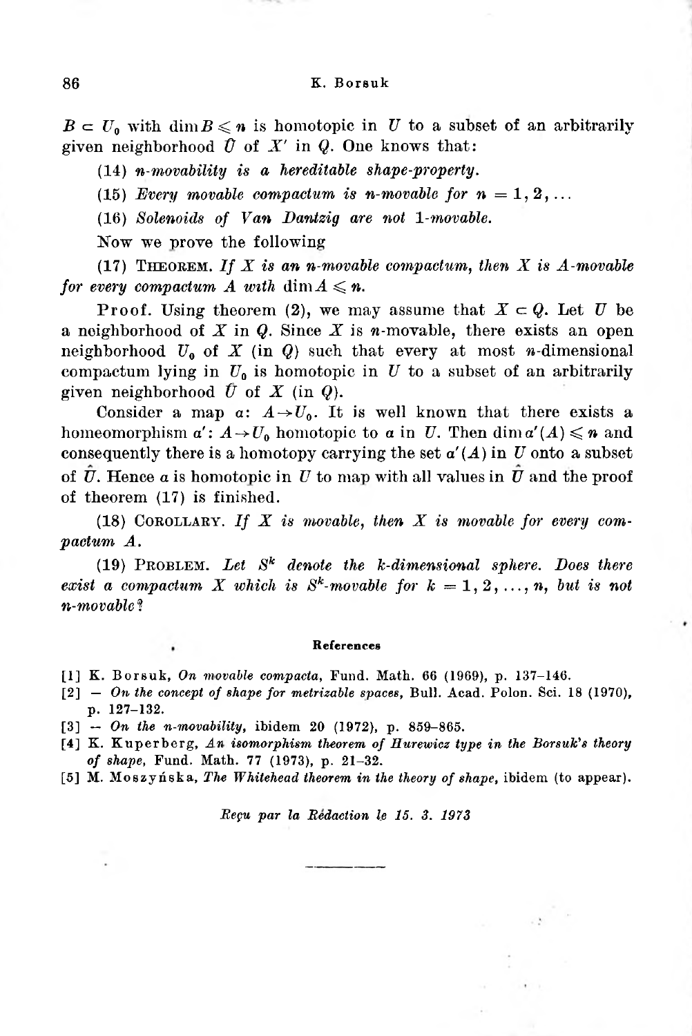$B \subset U_0$ with $\dim B \leqslant n$ is homotopic in $U$ to a subset of an arbitrarily given neighborhood $\hat{U}$ of $X'$ in $Q$. One knows that:

(14) *n-movability is a hereditable shape-property.*

(15) *Every movable compactum is n-movable for* $n = 1, 2, \ldots$

(16) *Solenoids of Van Dantzig are not* 1*-movable.*

Now we prove the following

(17) THEOREM. *If $X$ is an n-movable compactum, then $X$ is A-movable for every compactum $A$ with* $\dim A \leqslant n$.

Proof. Using theorem (2), we may assume that $X \subset Q$. Let $U$ be a neighborhood of $X$ in $Q$. Since $X$ is $n$-movable, there exists an open neighborhood $U_0$ of $X$ (in $Q$) such that every at most $n$-dimensional compactum lying in $U_0$ is homotopic in $U$ to a subset of an arbitrarily given neighborhood $\hat{U}$ of $X$ (in $Q$).

Consider a map $a\colon A \to U_0$. It is well known that there exists a homeomorphism $a'\colon A \to U_0$ homotopic to $a$ in $U$. Then $\dim a'(A) \leqslant n$ and consequently there is a homotopy carrying the set $a'(A)$ in $U$ onto a subset of $\hat{U}$. Hence $a$ is homotopic in $U$ to map with all values in $\hat{U}$ and the proof of theorem (17) is finished.

(18) COROLLARY. *If $X$ is movable, then $X$ is movable for every compactum $A$.*

(19) PROBLEM. *Let $S^k$ denote the k-dimensional sphere. Does there exist a compactum $X$ which is $S^k$-movable for $k = 1, 2, \ldots, n$, but is not n-movable?*

#### References

[1] K. Borsuk, *On movable compacta*, Fund. Math. 66 (1969), p. 137–146.

[2] — *On the concept of shape for metrizable spaces*, Bull. Acad. Polon. Sci. 18 (1970), p. 127–132.

[3] — *On the n-movability*, ibidem 20 (1972), p. 859–865.

[4] K. Kuperberg, *An isomorphism theorem of Hurewicz type in the Borsuk's theory of shape*, Fund. Math. 77 (1973), p. 21–32.

[5] M. Moszyńska, *The Whitehead theorem in the theory of shape*, ibidem (to appear).

*Reçu par la Rédaction le 15. 3. 1973*